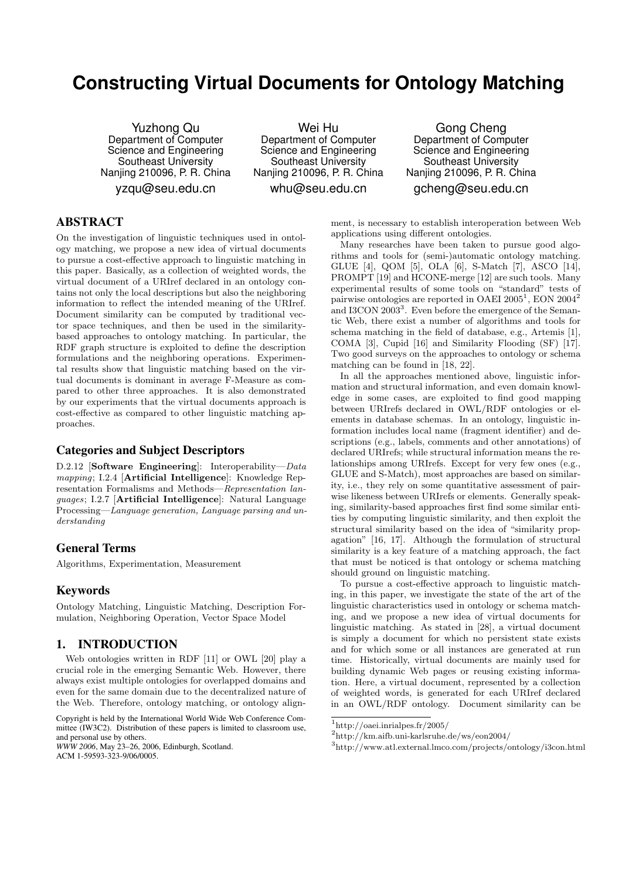# Constructing Virtual Documents for Ontology Matching

Yuzhong Qu
Department of Computer Science and Engineering
Southeast University
Nanjing 210096, P. R. China
yzqu@seu.edu.cn

Wei Hu
Department of Computer Science and Engineering
Southeast University
Nanjing 210096, P. R. China
whu@seu.edu.cn

Gong Cheng
Department of Computer Science and Engineering
Southeast University
Nanjing 210096, P. R. China
gcheng@seu.edu.cn

## ABSTRACT

On the investigation of linguistic techniques used in ontology matching, we propose a new idea of virtual documents to pursue a cost-effective approach to linguistic matching in this paper. Basically, as a collection of weighted words, the virtual document of a URIref declared in an ontology contains not only the local descriptions but also the neighboring information to reflect the intended meaning of the URIref. Document similarity can be computed by traditional vector space techniques, and then be used in the similarity-based approaches to ontology matching. In particular, the RDF graph structure is exploited to define the description formulations and the neighboring operations. Experimental results show that linguistic matching based on the virtual documents is dominant in average F-Measure as compared to other three approaches. It is also demonstrated by our experiments that the virtual documents approach is cost-effective as compared to other linguistic matching approaches.

### Categories and Subject Descriptors

D.2.12 [**Software Engineering**]: Interoperability—*Data mapping*; I.2.4 [**Artificial Intelligence**]: Knowledge Representation Formalisms and Methods—*Representation languages*; I.2.7 [**Artificial Intelligence**]: Natural Language Processing—*Language generation, Language parsing and understanding*

### General Terms

Algorithms, Experimentation, Measurement

### Keywords

Ontology Matching, Linguistic Matching, Description Formulation, Neighboring Operation, Vector Space Model

## 1. INTRODUCTION

Web ontologies written in RDF [11] or OWL [20] play a crucial role in the emerging Semantic Web. However, there always exist multiple ontologies for overlapped domains and even for the same domain due to the decentralized nature of the Web. Therefore, ontology matching, or ontology alignment, is necessary to establish interoperation between Web applications using different ontologies.

Many researches have been taken to pursue good algorithms and tools for (semi-)automatic ontology matching. GLUE [4], QOM [5], OLA [6], S-Match [7], ASCO [14], PROMPT [19] and HCONE-merge [12] are such tools. Many experimental results of some tools on "standard" tests of pairwise ontologies are reported in OAEI 2005[1], EON 2004[2] and I3CON 2003[3]. Even before the emergence of the Semantic Web, there exist a number of algorithms and tools for schema matching in the field of database, e.g., Artemis [1], COMA [3], Cupid [16] and Similarity Flooding (SF) [17]. Two good surveys on the approaches to ontology or schema matching can be found in [18, 22].

In all the approaches mentioned above, linguistic information and structural information, and even domain knowledge in some cases, are exploited to find good mapping between URIrefs declared in OWL/RDF ontologies or elements in database schemas. In an ontology, linguistic information includes local name (fragment identifier) and descriptions (e.g., labels, comments and other annotations) of declared URIrefs; while structural information means the relationships among URIrefs. Except for very few ones (e.g., GLUE and S-Match), most approaches are based on similarity, i.e., they rely on some quantitative assessment of pairwise likeness between URIrefs or elements. Generally speaking, similarity-based approaches first find some similar entities by computing linguistic similarity, and then exploit the structural similarity based on the idea of "similarity propagation" [16, 17]. Although the formulation of structural similarity is a key feature of a matching approach, the fact that must be noticed is that ontology or schema matching should ground on linguistic matching.

To pursue a cost-effective approach to linguistic matching, in this paper, we investigate the state of the art of the linguistic characteristics used in ontology or schema matching, and we propose a new idea of virtual documents for linguistic matching. As stated in [28], a virtual document is simply a document for which no persistent state exists and for which some or all instances are generated at run time. Historically, virtual documents are mainly used for building dynamic Web pages or reusing existing information. Here, a virtual document, represented by a collection of weighted words, is generated for each URIref declared in an OWL/RDF ontology. Document similarity can be

[1] http://oaei.inrialpes.fr/2005/

[2] http://km.aifb.uni-karlsruhe.de/ws/eon2004/

[3] http://www.atl.external.lmco.com/projects/ontology/i3con.html

Copyright is held by the International World Wide Web Conference Committee (IW3C2). Distribution of these papers is limited to classroom use, and personal use by others.
*WWW 2006*, May 23–26, 2006, Edinburgh, Scotland.
ACM 1-59593-323-9/06/0005.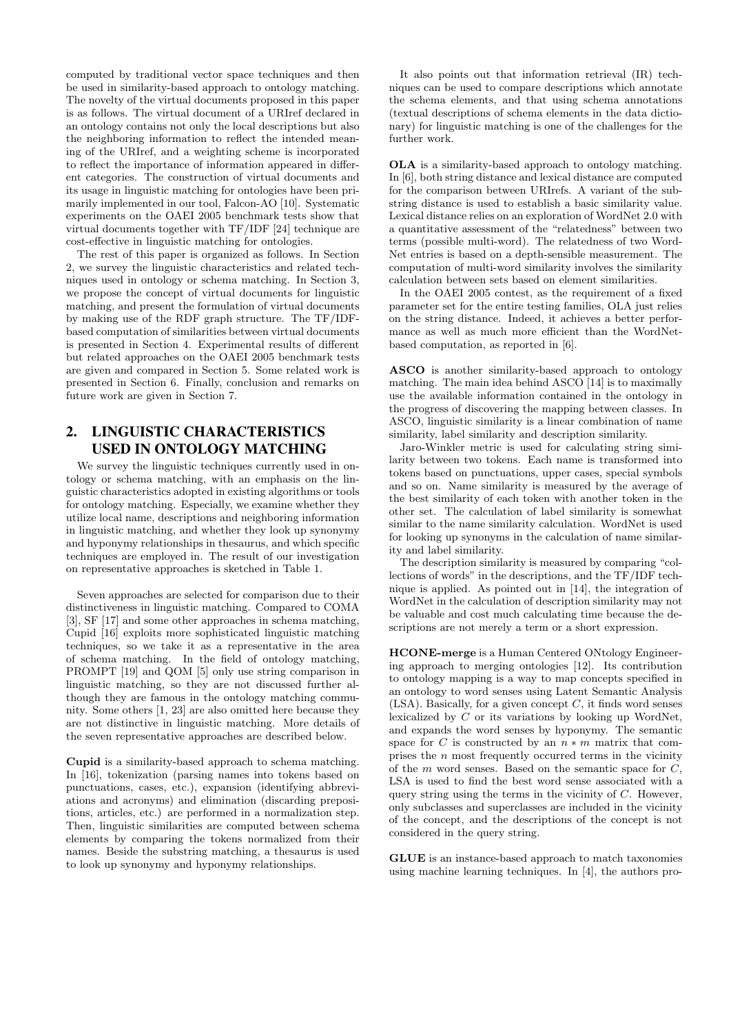computed by traditional vector space techniques and then be used in similarity-based approach to ontology matching. The novelty of the virtual documents proposed in this paper is as follows. The virtual document of a URIref declared in an ontology contains not only the local descriptions but also the neighboring information to reflect the intended meaning of the URIref, and a weighting scheme is incorporated to reflect the importance of information appeared in different categories. The construction of virtual documents and its usage in linguistic matching for ontologies have been primarily implemented in our tool, Falcon-AO [10]. Systematic experiments on the OAEI 2005 benchmark tests show that virtual documents together with TF/IDF [24] technique are cost-effective in linguistic matching for ontologies.

The rest of this paper is organized as follows. In Section 2, we survey the linguistic characteristics and related techniques used in ontology or schema matching. In Section 3, we propose the concept of virtual documents for linguistic matching, and present the formulation of virtual documents by making use of the RDF graph structure. The TF/IDF-based computation of similarities between virtual documents is presented in Section 4. Experimental results of different but related approaches on the OAEI 2005 benchmark tests are given and compared in Section 5. Some related work is presented in Section 6. Finally, conclusion and remarks on future work are given in Section 7.

## 2. LINGUISTIC CHARACTERISTICS USED IN ONTOLOGY MATCHING

We survey the linguistic techniques currently used in ontology or schema matching, with an emphasis on the linguistic characteristics adopted in existing algorithms or tools for ontology matching. Especially, we examine whether they utilize local name, descriptions and neighboring information in linguistic matching, and whether they look up synonymy and hyponymy relationships in thesaurus, and which specific techniques are employed in. The result of our investigation on representative approaches is sketched in Table 1.

Seven approaches are selected for comparison due to their distinctiveness in linguistic matching. Compared to COMA [3], SF [17] and some other approaches in schema matching, Cupid [16] exploits more sophisticated linguistic matching techniques, so we take it as a representative in the area of schema matching. In the field of ontology matching, PROMPT [19] and QOM [5] only use string comparison in linguistic matching, so they are not discussed further although they are famous in the ontology matching community. Some others [1, 23] are also omitted here because they are not distinctive in linguistic matching. More details of the seven representative approaches are described below.

**Cupid** is a similarity-based approach to schema matching. In [16], tokenization (parsing names into tokens based on punctuations, cases, etc.), expansion (identifying abbreviations and acronyms) and elimination (discarding prepositions, articles, etc.) are performed in a normalization step. Then, linguistic similarities are computed between schema elements by comparing the tokens normalized from their names. Beside the substring matching, a thesaurus is used to look up synonymy and hyponymy relationships.

It also points out that information retrieval (IR) techniques can be used to compare descriptions which annotate the schema elements, and that using schema annotations (textual descriptions of schema elements in the data dictionary) for linguistic matching is one of the challenges for the further work.

**OLA** is a similarity-based approach to ontology matching. In [6], both string distance and lexical distance are computed for the comparison between URIrefs. A variant of the substring distance is used to establish a basic similarity value. Lexical distance relies on an exploration of WordNet 2.0 with a quantitative assessment of the "relatedness" between two terms (possible multi-word). The relatedness of two WordNet entries is based on a depth-sensible measurement. The computation of multi-word similarity involves the similarity calculation between sets based on element similarities.

In the OAEI 2005 contest, as the requirement of a fixed parameter set for the entire testing families, OLA just relies on the string distance. Indeed, it achieves a better performance as well as much more efficient than the WordNet-based computation, as reported in [6].

**ASCO** is another similarity-based approach to ontology matching. The main idea behind ASCO [14] is to maximally use the available information contained in the ontology in the progress of discovering the mapping between classes. In ASCO, linguistic similarity is a linear combination of name similarity, label similarity and description similarity.

Jaro-Winkler metric is used for calculating string similarity between two tokens. Each name is transformed into tokens based on punctuations, upper cases, special symbols and so on. Name similarity is measured by the average of the best similarity of each token with another token in the other set. The calculation of label similarity is somewhat similar to the name similarity calculation. WordNet is used for looking up synonyms in the calculation of name similarity and label similarity.

The description similarity is measured by comparing "collections of words" in the descriptions, and the TF/IDF technique is applied. As pointed out in [14], the integration of WordNet in the calculation of description similarity may not be valuable and cost much calculating time because the descriptions are not merely a term or a short expression.

**HCONE-merge** is a Human Centered ONtology Engineering approach to merging ontologies [12]. Its contribution to ontology mapping is a way to map concepts specified in an ontology to word senses using Latent Semantic Analysis (LSA). Basically, for a given concept $C$, it finds word senses lexicalized by $C$ or its variations by looking up WordNet, and expands the word senses by hyponymy. The semantic space for $C$ is constructed by an $n * m$ matrix that comprises the $n$ most frequently occurred terms in the vicinity of the $m$ word senses. Based on the semantic space for $C$, LSA is used to find the best word sense associated with a query string using the terms in the vicinity of $C$. However, only subclasses and superclasses are included in the vicinity of the concept, and the descriptions of the concept is not considered in the query string.

**GLUE** is an instance-based approach to match taxonomies using machine learning techniques. In [4], the authors pro-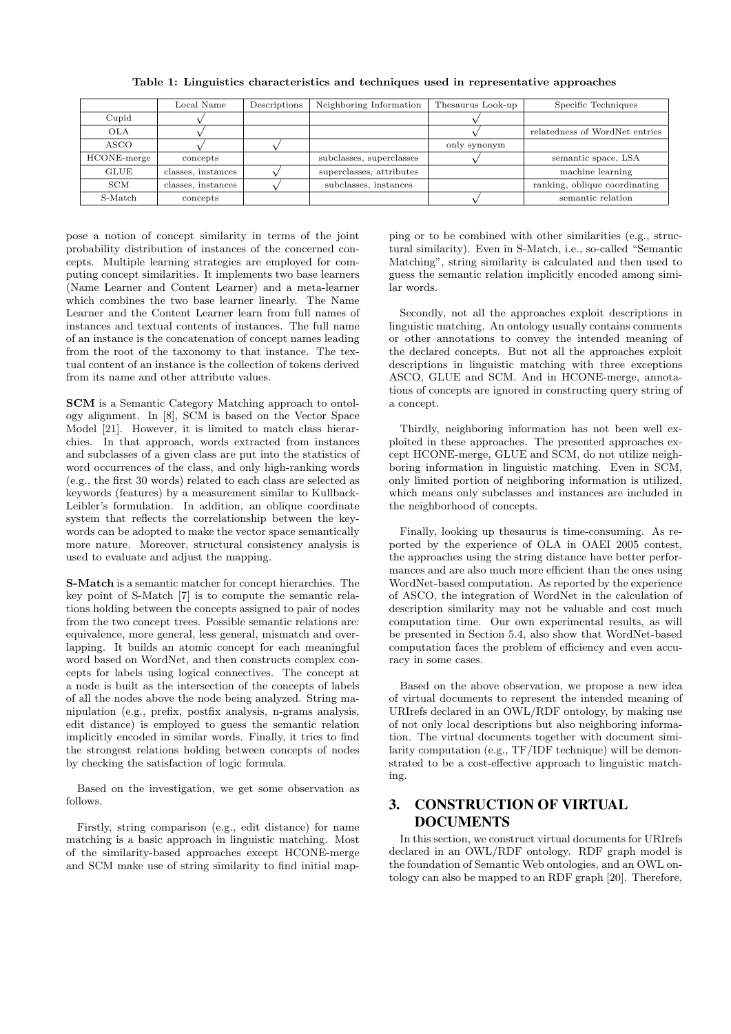**Table 1: Linguistics characteristics and techniques used in representative approaches**

| | Local Name | Descriptions | Neighboring Information | Thesaurus Look-up | Specific Techniques |
|---|---|---|---|---|---|
| Cupid | √ | | | √ | |
| OLA | √ | | | √ | relatedness of WordNet entries |
| ASCO | √ | √ | | only synonym | |
| HCONE-merge | concepts | | subclasses, superclasses | √ | semantic space, LSA |
| GLUE | classes, instances | √ | superclasses, attributes | | machine learning |
| SCM | classes, instances | √ | subclasses, instances | | ranking, oblique coordinating |
| S-Match | concepts | | | √ | semantic relation |

pose a notion of concept similarity in terms of the joint probability distribution of instances of the concerned concepts. Multiple learning strategies are employed for computing concept similarities. It implements two base learners (Name Learner and Content Learner) and a meta-learner which combines the two base learner linearly. The Name Learner and the Content Learner learn from full names of instances and textual contents of instances. The full name of an instance is the concatenation of concept names leading from the root of the taxonomy to that instance. The textual content of an instance is the collection of tokens derived from its name and other attribute values.

**SCM** is a Semantic Category Matching approach to ontology alignment. In [8], SCM is based on the Vector Space Model [21]. However, it is limited to match class hierarchies. In that approach, words extracted from instances and subclasses of a given class are put into the statistics of word occurrences of the class, and only high-ranking words (e.g., the first 30 words) related to each class are selected as keywords (features) by a measurement similar to Kullback-Leibler's formulation. In addition, an oblique coordinate system that reflects the correlationship between the keywords can be adopted to make the vector space semantically more nature. Moreover, structural consistency analysis is used to evaluate and adjust the mapping.

**S-Match** is a semantic matcher for concept hierarchies. The key point of S-Match [7] is to compute the semantic relations holding between the concepts assigned to pair of nodes from the two concept trees. Possible semantic relations are: equivalence, more general, less general, mismatch and overlapping. It builds an atomic concept for each meaningful word based on WordNet, and then constructs complex concepts for labels using logical connectives. The concept at a node is built as the intersection of the concepts of labels of all the nodes above the node being analyzed. String manipulation (e.g., prefix, postfix analysis, n-grams analysis, edit distance) is employed to guess the semantic relation implicitly encoded in similar words. Finally, it tries to find the strongest relations holding between concepts of nodes by checking the satisfaction of logic formula.

Based on the investigation, we get some observation as follows.

Firstly, string comparison (e.g., edit distance) for name matching is a basic approach in linguistic matching. Most of the similarity-based approaches except HCONE-merge and SCM make use of string similarity to find initial mapping or to be combined with other similarities (e.g., structural similarity). Even in S-Match, i.e., so-called "Semantic Matching", string similarity is calculated and then used to guess the semantic relation implicitly encoded among similar words.

Secondly, not all the approaches exploit descriptions in linguistic matching. An ontology usually contains comments or other annotations to convey the intended meaning of the declared concepts. But not all the approaches exploit descriptions in linguistic matching with three exceptions ASCO, GLUE and SCM. And in HCONE-merge, annotations of concepts are ignored in constructing query string of a concept.

Thirdly, neighboring information has not been well exploited in these approaches. The presented approaches except HCONE-merge, GLUE and SCM, do not utilize neighboring information in linguistic matching. Even in SCM, only limited portion of neighboring information is utilized, which means only subclasses and instances are included in the neighborhood of concepts.

Finally, looking up thesaurus is time-consuming. As reported by the experience of OLA in OAEI 2005 contest, the approaches using the string distance have better performances and are also much more efficient than the ones using WordNet-based computation. As reported by the experience of ASCO, the integration of WordNet in the calculation of description similarity may not be valuable and cost much computation time. Our own experimental results, as will be presented in Section 5.4, also show that WordNet-based computation faces the problem of efficiency and even accuracy in some cases.

Based on the above observation, we propose a new idea of virtual documents to represent the intended meaning of URIrefs declared in an OWL/RDF ontology, by making use of not only local descriptions but also neighboring information. The virtual documents together with document similarity computation (e.g., TF/IDF technique) will be demonstrated to be a cost-effective approach to linguistic matching.

## 3. CONSTRUCTION OF VIRTUAL DOCUMENTS

In this section, we construct virtual documents for URIrefs declared in an OWL/RDF ontology. RDF graph model is the foundation of Semantic Web ontologies, and an OWL ontology can also be mapped to an RDF graph [20]. Therefore,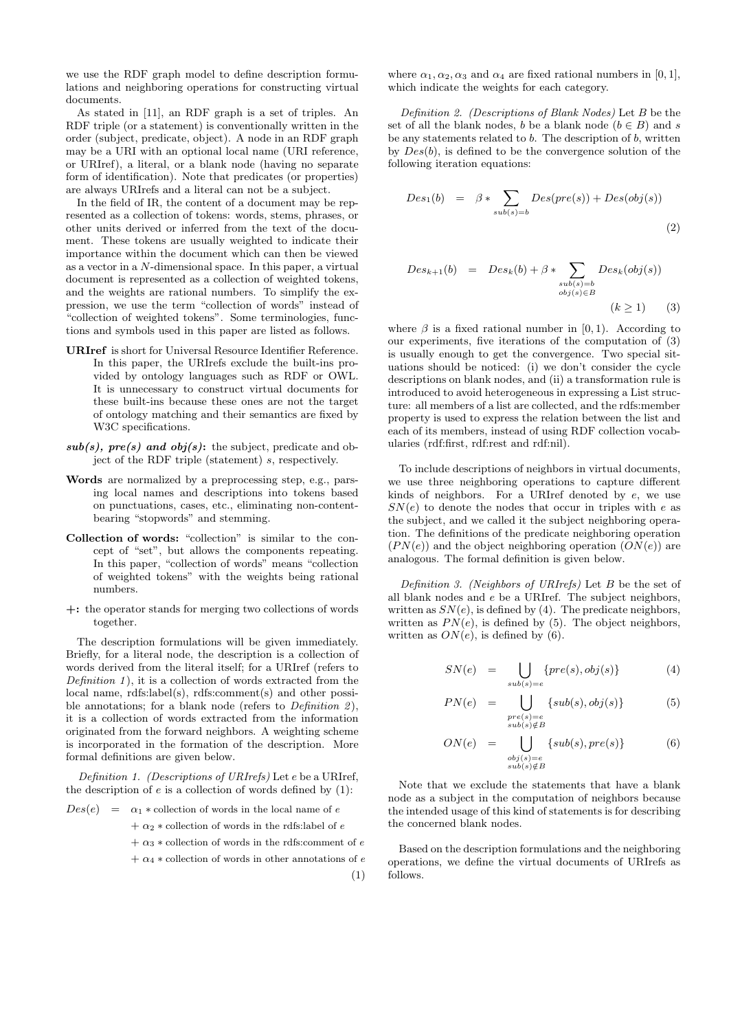we use the RDF graph model to define description formulations and neighboring operations for constructing virtual documents.

As stated in [11], an RDF graph is a set of triples. An RDF triple (or a statement) is conventionally written in the order (subject, predicate, object). A node in an RDF graph may be a URI with an optional local name (URI reference, or URIref), a literal, or a blank node (having no separate form of identification). Note that predicates (or properties) are always URIrefs and a literal can not be a subject.

In the field of IR, the content of a document may be represented as a collection of tokens: words, stems, phrases, or other units derived or inferred from the text of the document. These tokens are usually weighted to indicate their importance within the document which can then be viewed as a vector in a $N$-dimensional space. In this paper, a virtual document is represented as a collection of weighted tokens, and the weights are rational numbers. To simplify the expression, we use the term "collection of words" instead of "collection of weighted tokens". Some terminologies, functions and symbols used in this paper are listed as follows.

- **URIref** is short for Universal Resource Identifier Reference. In this paper, the URIrefs exclude the built-ins provided by ontology languages such as RDF or OWL. It is unnecessary to construct virtual documents for these built-ins because these ones are not the target of ontology matching and their semantics are fixed by W3C specifications.
- ***sub(s), pre(s) and obj(s)*:** the subject, predicate and object of the RDF triple (statement) $s$, respectively.
- **Words** are normalized by a preprocessing step, e.g., parsing local names and descriptions into tokens based on punctuations, cases, etc., eliminating non-content-bearing "stopwords" and stemming.
- **Collection of words:** "collection" is similar to the concept of "set", but allows the components repeating. In this paper, "collection of words" means "collection of weighted tokens" with the weights being rational numbers.
- **+:** the operator stands for merging two collections of words together.

The description formulations will be given immediately. Briefly, for a literal node, the description is a collection of words derived from the literal itself; for a URIref (refers to *Definition 1*), it is a collection of words extracted from the local name, rdfs:label(s), rdfs:comment(s) and other possible annotations; for a blank node (refers to *Definition 2*), it is a collection of words extracted from the information originated from the forward neighbors. A weighting scheme is incorporated in the formation of the description. More formal definitions are given below.

*Definition 1. (Descriptions of URIrefs)* Let $e$ be a URIref, the description of $e$ is a collection of words defined by (1):

$$
\begin{aligned}
Des(e) \;=\;& \alpha_1 * \text{collection of words in the local name of } e \\
&+ \alpha_2 * \text{collection of words in the rdfs:label of } e \\
&+ \alpha_3 * \text{collection of words in the rdfs:comment of } e \\
&+ \alpha_4 * \text{collection of words in other annotations of } e
\end{aligned} \tag{1}
$$

where $\alpha_1, \alpha_2, \alpha_3$ and $\alpha_4$ are fixed rational numbers in $[0, 1]$, which indicate the weights for each category.

*Definition 2. (Descriptions of Blank Nodes)* Let $B$ be the set of all the blank nodes, $b$ be a blank node ($b \in B$) and $s$ be any statements related to $b$. The description of $b$, written by $Des(b)$, is defined to be the convergence solution of the following iteration equations:

$$
Des_1(b) \;=\; \beta * \sum_{sub(s)=b} Des(pre(s)) + Des(obj(s)) \tag{2}
$$

$$
Des_{k+1}(b) \;=\; Des_k(b) + \beta * \sum_{\substack{sub(s)=b \\ obj(s)\in B}} Des_k(obj(s)) \qquad (k \geq 1) \tag{3}
$$

where $\beta$ is a fixed rational number in $[0, 1)$. According to our experiments, five iterations of the computation of (3) is usually enough to get the convergence. Two special situations should be noticed: (i) we don't consider the cycle descriptions on blank nodes, and (ii) a transformation rule is introduced to avoid heterogeneous in expressing a List structure: all members of a list are collected, and the rdfs:member property is used to express the relation between the list and each of its members, instead of using RDF collection vocabularies (rdf:first, rdf:rest and rdf:nil).

To include descriptions of neighbors in virtual documents, we use three neighboring operations to capture different kinds of neighbors. For a URIref denoted by $e$, we use $SN(e)$ to denote the nodes that occur in triples with $e$ as the subject, and we called it the subject neighboring operation. The definitions of the predicate neighboring operation ($PN(e)$) and the object neighboring operation ($ON(e)$) are analogous. The formal definition is given below.

*Definition 3. (Neighbors of URIrefs)* Let $B$ be the set of all blank nodes and $e$ be a URIref. The subject neighbors, written as $SN(e)$, is defined by (4). The predicate neighbors, written as $PN(e)$, is defined by (5). The object neighbors, written as $ON(e)$, is defined by (6).

$$
SN(e) \;=\; \bigcup_{sub(s)=e} \{pre(s), obj(s)\} \tag{4}
$$

$$
PN(e) \;=\; \bigcup_{\substack{pre(s)=e \\ sub(s)\notin B}} \{sub(s), obj(s)\} \tag{5}
$$

$$
ON(e) \;=\; \bigcup_{\substack{obj(s)=e \\ sub(s)\notin B}} \{sub(s), pre(s)\} \tag{6}
$$

Note that we exclude the statements that have a blank node as a subject in the computation of neighbors because the intended usage of this kind of statements is for describing the concerned blank nodes.

Based on the description formulations and the neighboring operations, we define the virtual documents of URIrefs as follows.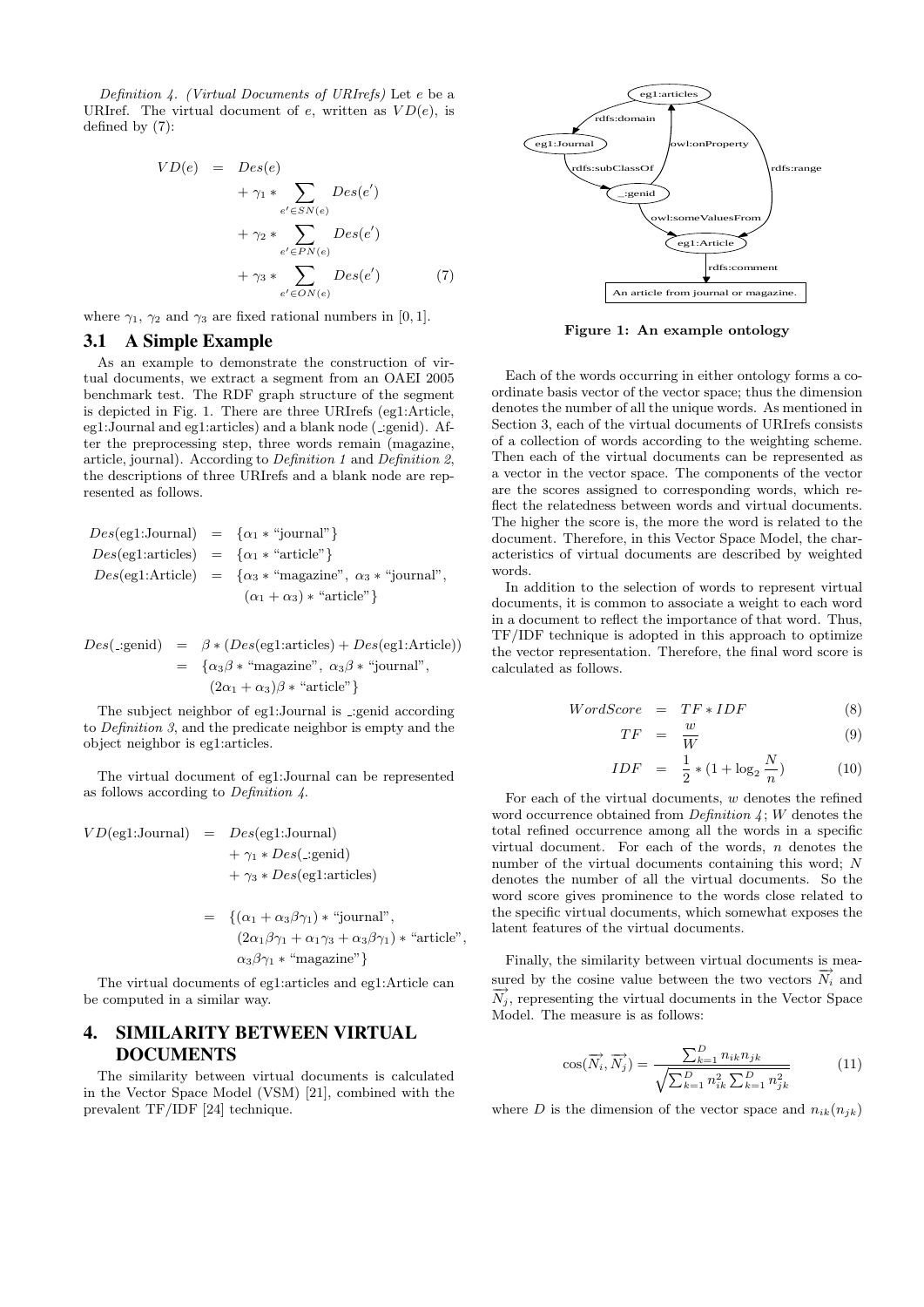*Definition 4. (Virtual Documents of URIrefs)* Let $e$ be a URIref. The virtual document of $e$, written as $VD(e)$, is defined by (7):

$$
\begin{aligned}
VD(e) &= Des(e) \\
&\quad + \gamma_1 * \sum_{e' \in SN(e)} Des(e') \\
&\quad + \gamma_2 * \sum_{e' \in PN(e)} Des(e') \\
&\quad + \gamma_3 * \sum_{e' \in ON(e)} Des(e') \qquad (7)
\end{aligned}
$$

where $\gamma_1$, $\gamma_2$ and $\gamma_3$ are fixed rational numbers in $[0, 1]$.

## 3.1 A Simple Example

As an example to demonstrate the construction of virtual documents, we extract a segment from an OAEI 2005 benchmark test. The RDF graph structure of the segment is depicted in Fig. 1. There are three URIrefs (eg1:Article, eg1:Journal and eg1:articles) and a blank node (_:genid). After the preprocessing step, three words remain (magazine, article, journal). According to *Definition 1* and *Definition 2*, the descriptions of three URIrefs and a blank node are represented as follows.

$$
\begin{aligned}
Des(\text{eg1:Journal}) &= \{\alpha_1 * \text{“journal”}\} \\
Des(\text{eg1:articles}) &= \{\alpha_1 * \text{“article”}\} \\
Des(\text{eg1:Article}) &= \{\alpha_3 * \text{“magazine”},\ \alpha_3 * \text{“journal”}, \\
&\qquad (\alpha_1 + \alpha_3) * \text{“article”}\}
\end{aligned}
$$

$$
\begin{aligned}
Des(\text{\_:genid}) &= \beta * (Des(\text{eg1:articles}) + Des(\text{eg1:Article})) \\
&= \{\alpha_3\beta * \text{“magazine”},\ \alpha_3\beta * \text{“journal”}, \\
&\qquad (2\alpha_1 + \alpha_3)\beta * \text{“article”}\}
\end{aligned}
$$

The subject neighbor of eg1:Journal is _:genid according to *Definition 3*, and the predicate neighbor is empty and the object neighbor is eg1:articles.

The virtual document of eg1:Journal can be represented as follows according to *Definition 4*.

$$
\begin{aligned}
VD(\text{eg1:Journal}) &= Des(\text{eg1:Journal}) \\
&\quad + \gamma_1 * Des(\text{\_:genid}) \\
&\quad + \gamma_3 * Des(\text{eg1:articles}) \\
&= \{(\alpha_1 + \alpha_3\beta\gamma_1) * \text{“journal”}, \\
&\qquad (2\alpha_1\beta\gamma_1 + \alpha_1\gamma_3 + \alpha_3\beta\gamma_1) * \text{“article”}, \\
&\qquad \alpha_3\beta\gamma_1 * \text{“magazine”}\}
\end{aligned}
$$

The virtual documents of eg1:articles and eg1:Article can be computed in a similar way.

Figure 1: An example ontology

# 4. SIMILARITY BETWEEN VIRTUAL DOCUMENTS

The similarity between virtual documents is calculated in the Vector Space Model (VSM) [21], combined with the prevalent TF/IDF [24] technique.

Each of the words occurring in either ontology forms a coordinate basis vector of the vector space; thus the dimension denotes the number of all the unique words. As mentioned in Section 3, each of the virtual documents of URIrefs consists of a collection of words according to the weighting scheme. Then each of the virtual documents can be represented as a vector in the vector space. The components of the vector are the scores assigned to corresponding words, which reflect the relatedness between words and virtual documents. The higher the score is, the more the word is related to the document. Therefore, in this Vector Space Model, the characteristics of virtual documents are described by weighted words.

In addition to the selection of words to represent virtual documents, it is common to associate a weight to each word in a document to reflect the importance of that word. Thus, TF/IDF technique is adopted in this approach to optimize the vector representation. Therefore, the final word score is calculated as follows.

$$
\begin{aligned}
WordScore &= TF * IDF \qquad (8) \\
TF &= \frac{w}{W} \qquad (9) \\
IDF &= \frac{1}{2} * (1 + \log_2 \frac{N}{n}) \qquad (10)
\end{aligned}
$$

For each of the virtual documents, $w$ denotes the refined word occurrence obtained from *Definition 4*; $W$ denotes the total refined occurrence among all the words in a specific virtual document. For each of the words, $n$ denotes the number of the virtual documents containing this word; $N$ denotes the number of all the virtual documents. So the word score gives prominence to the words close related to the specific virtual documents, which somewhat exposes the latent features of the virtual documents.

Finally, the similarity between virtual documents is measured by the cosine value between the two vectors $\overrightarrow{N_i}$ and $\overrightarrow{N_j}$, representing the virtual documents in the Vector Space Model. The measure is as follows:

$$
\cos(\overrightarrow{N_i}, \overrightarrow{N_j}) = \frac{\sum_{k=1}^{D} n_{ik} n_{jk}}{\sqrt{\sum_{k=1}^{D} n_{ik}^2 \sum_{k=1}^{D} n_{jk}^2}} \qquad (11)
$$

where $D$ is the dimension of the vector space and $n_{ik}(n_{jk})$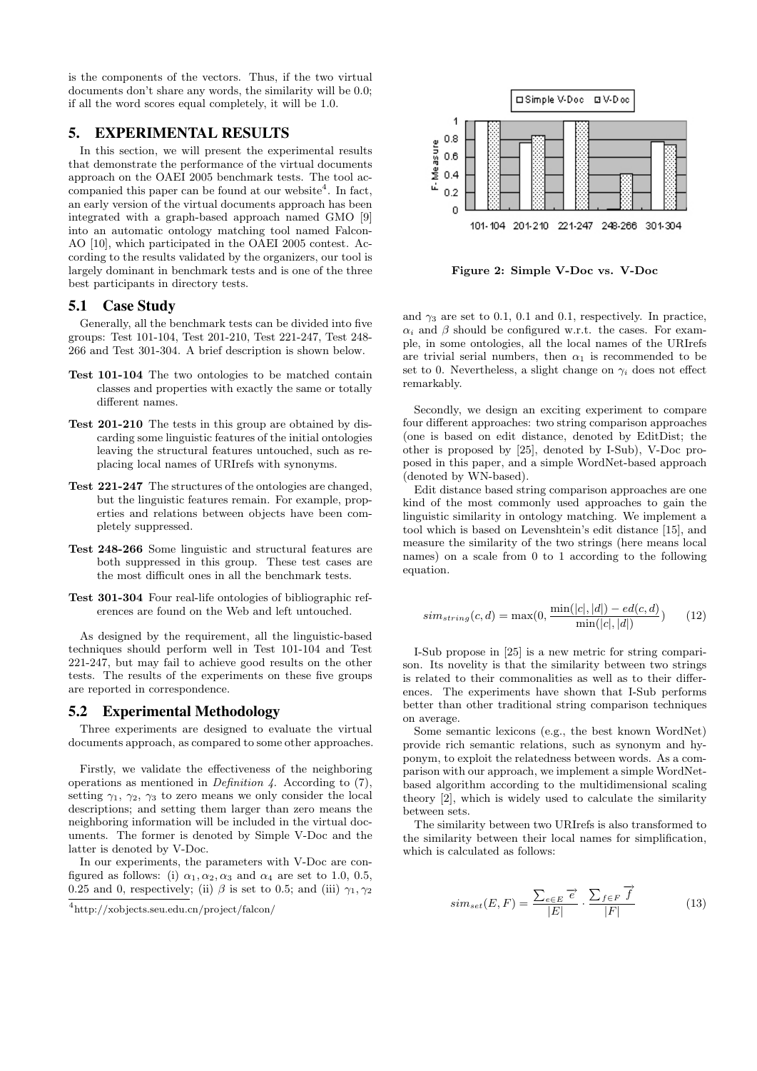is the components of the vectors. Thus, if the two virtual documents don't share any words, the similarity will be 0.0; if all the word scores equal completely, it will be 1.0.

## 5. EXPERIMENTAL RESULTS

In this section, we will present the experimental results that demonstrate the performance of the virtual documents approach on the OAEI 2005 benchmark tests. The tool accompanied this paper can be found at our website[4]. In fact, an early version of the virtual documents approach has been integrated with a graph-based approach named GMO [9] into an automatic ontology matching tool named Falcon-AO [10], which participated in the OAEI 2005 contest. According to the results validated by the organizers, our tool is largely dominant in benchmark tests and is one of the three best participants in directory tests.

### 5.1 Case Study

Generally, all the benchmark tests can be divided into five groups: Test 101-104, Test 201-210, Test 221-247, Test 248-266 and Test 301-304. A brief description is shown below.

**Test 101-104** The two ontologies to be matched contain classes and properties with exactly the same or totally different names.

**Test 201-210** The tests in this group are obtained by discarding some linguistic features of the initial ontologies leaving the structural features untouched, such as replacing local names of URIrefs with synonyms.

**Test 221-247** The structures of the ontologies are changed, but the linguistic features remain. For example, properties and relations between objects have been completely suppressed.

**Test 248-266** Some linguistic and structural features are both suppressed in this group. These test cases are the most difficult ones in all the benchmark tests.

**Test 301-304** Four real-life ontologies of bibliographic references are found on the Web and left untouched.

As designed by the requirement, all the linguistic-based techniques should perform well in Test 101-104 and Test 221-247, but may fail to achieve good results on the other tests. The results of the experiments on these five groups are reported in correspondence.

### 5.2 Experimental Methodology

Three experiments are designed to evaluate the virtual documents approach, as compared to some other approaches.

Firstly, we validate the effectiveness of the neighboring operations as mentioned in *Definition 4*. According to (7), setting $\gamma_1$, $\gamma_2$, $\gamma_3$ to zero means we only consider the local descriptions; and setting them larger than zero means the neighboring information will be included in the virtual documents. The former is denoted by Simple V-Doc and the latter is denoted by V-Doc.

In our experiments, the parameters with V-Doc are configured as follows: (i) $\alpha_1, \alpha_2, \alpha_3$ and $\alpha_4$ are set to 1.0, 0.5, 0.25 and 0, respectively; (ii) $\beta$ is set to 0.5; and (iii) $\gamma_1, \gamma_2$ and $\gamma_3$ are set to 0.1, 0.1 and 0.1, respectively. In practice, $\alpha_i$ and $\beta$ should be configured w.r.t. the cases. For example, in some ontologies, all the local names of the URIrefs are trivial serial numbers, then $\alpha_1$ is recommended to be set to 0. Nevertheless, a slight change on $\gamma_i$ does not effect remarkably.

[4]http://xobjects.seu.edu.cn/project/falcon/

Figure 2: Simple V-Doc vs. V-Doc

Secondly, we design an exciting experiment to compare four different approaches: two string comparison approaches (one is based on edit distance, denoted by EditDist; the other is proposed by [25], denoted by I-Sub), V-Doc proposed in this paper, and a simple WordNet-based approach (denoted by WN-based).

Edit distance based string comparison approaches are one kind of the most commonly used approaches to gain the linguistic similarity in ontology matching. We implement a tool which is based on Levenshtein's edit distance [15], and measure the similarity of the two strings (here means local names) on a scale from 0 to 1 according to the following equation.

$$sim_{string}(c, d) = \max(0, \frac{\min(|c|, |d|) - ed(c, d)}{\min(|c|, |d|)}) \tag{12}$$

I-Sub propose in [25] is a new metric for string comparison. Its novelity is that the similarity between two strings is related to their commonalities as well as to their differences. The experiments have shown that I-Sub performs better than other traditional string comparison techniques on average.

Some semantic lexicons (e.g., the best known WordNet) provide rich semantic relations, such as synonym and hyponym, to exploit the relatedness between words. As a comparison with our approach, we implement a simple WordNet-based algorithm according to the multidimensional scaling theory [2], which is widely used to calculate the similarity between sets.

The similarity between two URIrefs is also transformed to the similarity between their local names for simplification, which is calculated as follows:

$$sim_{set}(E, F) = \frac{\sum_{e \in E} \overrightarrow{e}}{|E|} \cdot \frac{\sum_{f \in F} \overrightarrow{f}}{|F|} \tag{13}$$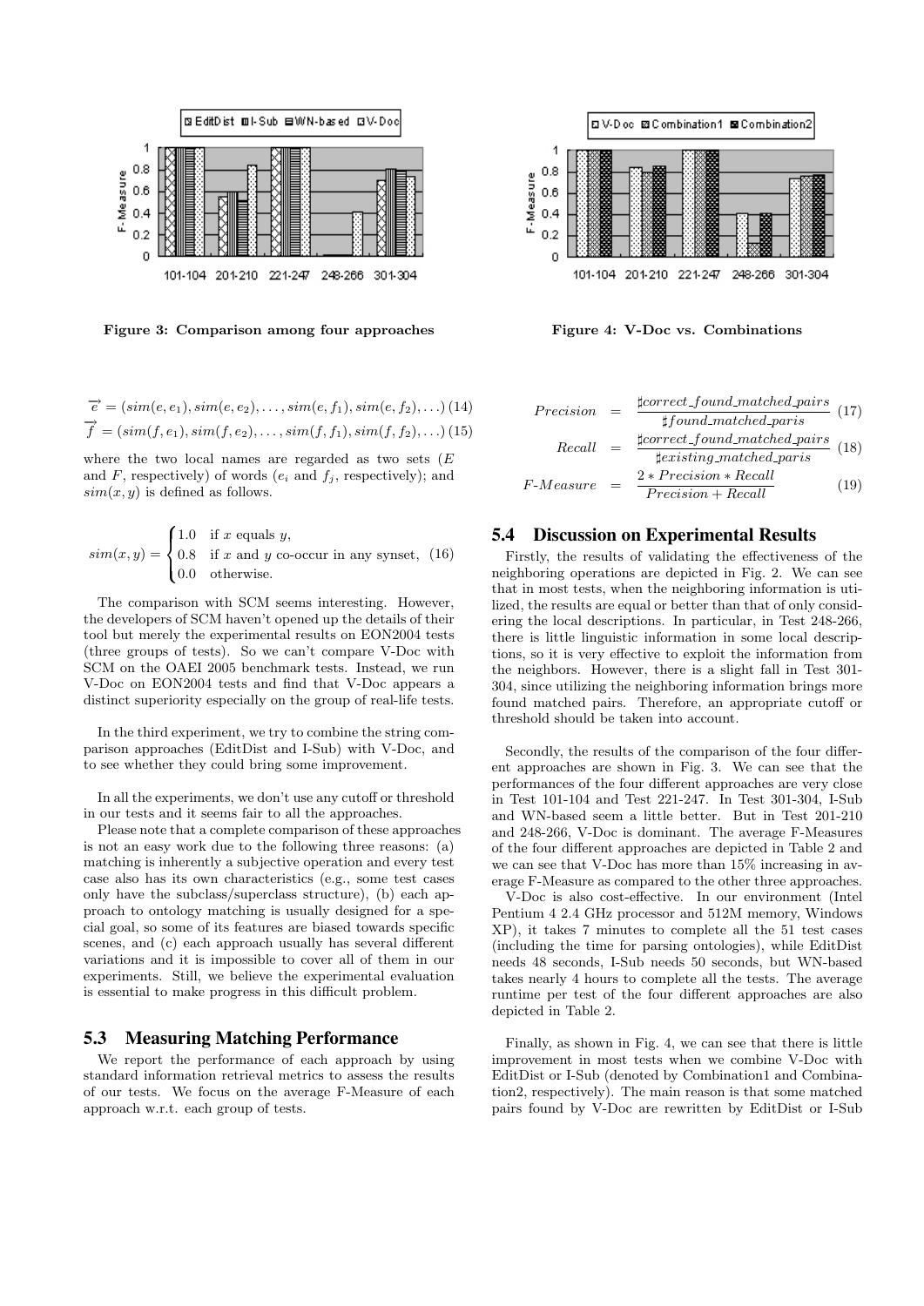Figure 3: Comparison among four approaches

Figure 4: V-Doc vs. Combinations

$$\overrightarrow{e} = (sim(e, e_1), sim(e, e_2), \ldots, sim(e, f_1), sim(e, f_2), \ldots) \quad (14)$$

$$\overrightarrow{f} = (sim(f, e_1), sim(f, e_2), \ldots, sim(f, f_1), sim(f, f_2), \ldots) \quad (15)$$

where the two local names are regarded as two sets ($E$ and $F$, respectively) of words ($e_i$ and $f_j$, respectively); and $sim(x, y)$ is defined as follows.

$$sim(x, y) = \begin{cases} 1.0 & \text{if } x \text{ equals } y, \\ 0.8 & \text{if } x \text{ and } y \text{ co-occur in any synset,} \\ 0.0 & \text{otherwise.} \end{cases} \quad (16)$$

The comparison with SCM seems interesting. However, the developers of SCM haven't opened up the details of their tool but merely the experimental results on EON2004 tests (three groups of tests). So we can't compare V-Doc with SCM on the OAEI 2005 benchmark tests. Instead, we run V-Doc on EON2004 tests and find that V-Doc appears a distinct superiority especially on the group of real-life tests.

In the third experiment, we try to combine the string comparison approaches (EditDist and I-Sub) with V-Doc, and to see whether they could bring some improvement.

In all the experiments, we don't use any cutoff or threshold in our tests and it seems fair to all the approaches.

Please note that a complete comparison of these approaches is not an easy work due to the following three reasons: (a) matching is inherently a subjective operation and every test case also has its own characteristics (e.g., some test cases only have the subclass/superclass structure), (b) each approach to ontology matching is usually designed for a special goal, so some of its features are biased towards specific scenes, and (c) each approach usually has several different variations and it is impossible to cover all of them in our experiments. Still, we believe the experimental evaluation is essential to make progress in this difficult problem.

## 5.3 Measuring Matching Performance

We report the performance of each approach by using standard information retrieval metrics to assess the results of our tests. We focus on the average F-Measure of each approach w.r.t. each group of tests.

$$Precision = \frac{\sharp correct\_found\_matched\_pairs}{\sharp found\_matched\_paris} \quad (17)$$

$$Recall = \frac{\sharp correct\_found\_matched\_pairs}{\sharp existing\_matched\_paris} \quad (18)$$

$$F\text{-}Measure = \frac{2 * Precision * Recall}{Precision + Recall} \quad (19)$$

## 5.4 Discussion on Experimental Results

Firstly, the results of validating the effectiveness of the neighboring operations are depicted in Fig. 2. We can see that in most tests, when the neighboring information is utilized, the results are equal or better than that of only considering the local descriptions. In particular, in Test 248-266, there is little linguistic information in some local descriptions, so it is very effective to exploit the information from the neighbors. However, there is a slight fall in Test 301-304, since utilizing the neighboring information brings more found matched pairs. Therefore, an appropriate cutoff or threshold should be taken into account.

Secondly, the results of the comparison of the four different approaches are shown in Fig. 3. We can see that the performances of the four different approaches are very close in Test 101-104 and Test 221-247. In Test 301-304, I-Sub and WN-based seem a little better. But in Test 201-210 and 248-266, V-Doc is dominant. The average F-Measures of the four different approaches are depicted in Table 2 and we can see that V-Doc has more than 15% increasing in average F-Measure as compared to the other three approaches.

V-Doc is also cost-effective. In our environment (Intel Pentium 4 2.4 GHz processor and 512M memory, Windows XP), it takes 7 minutes to complete all the 51 test cases (including the time for parsing ontologies), while EditDist needs 48 seconds, I-Sub needs 50 seconds, but WN-based takes nearly 4 hours to complete all the tests. The average runtime per test of the four different approaches are also depicted in Table 2.

Finally, as shown in Fig. 4, we can see that there is little improvement in most tests when we combine V-Doc with EditDist or I-Sub (denoted by Combination1 and Combination2, respectively). The main reason is that some matched pairs found by V-Doc are rewritten by EditDist or I-Sub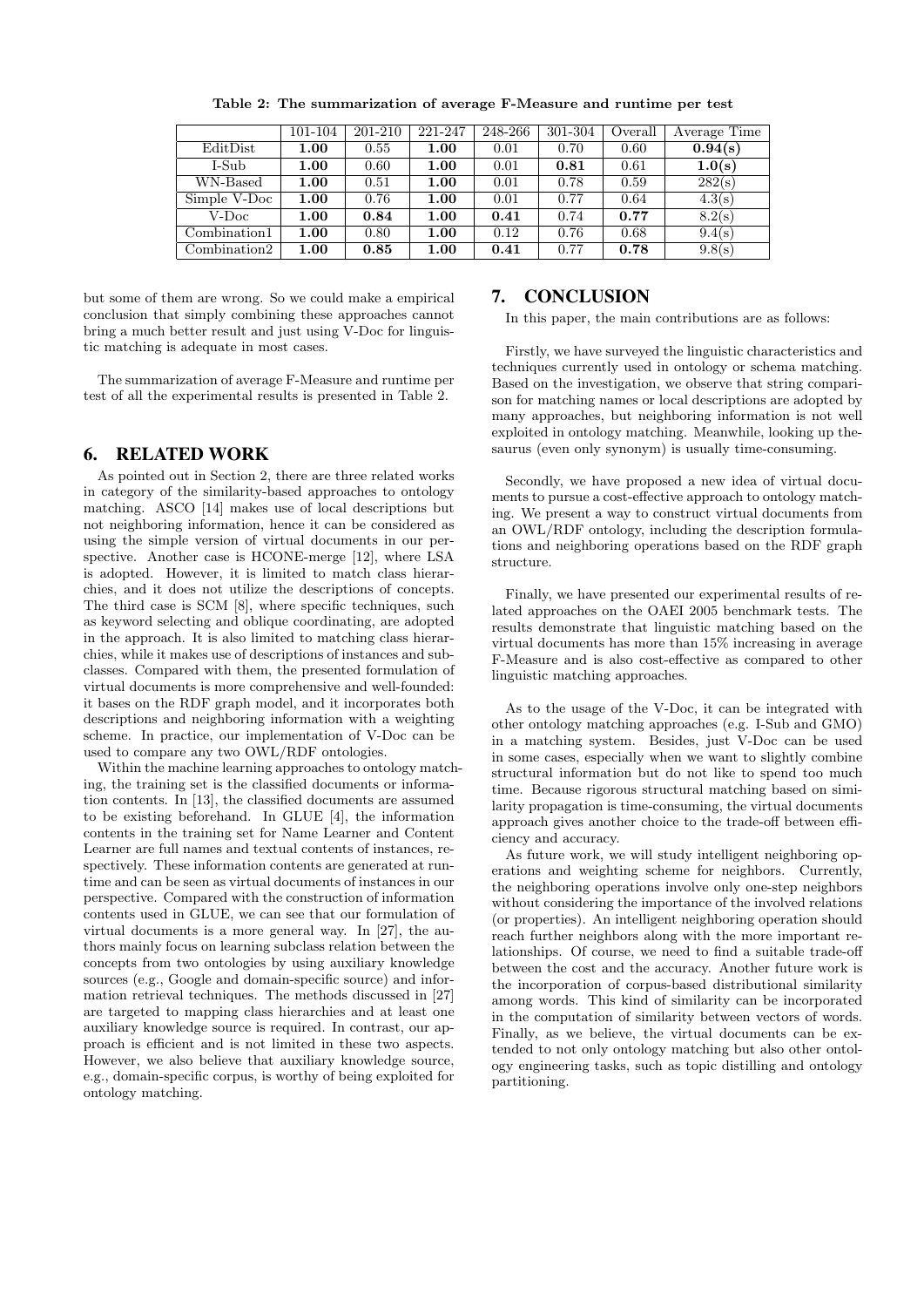Table 2: The summarization of average F-Measure and runtime per test

| | 101-104 | 201-210 | 221-247 | 248-266 | 301-304 | Overall | Average Time |
|---|---|---|---|---|---|---|---|
| EditDist | **1.00** | 0.55 | **1.00** | 0.01 | 0.70 | 0.60 | **0.94(s)** |
| I-Sub | **1.00** | 0.60 | **1.00** | 0.01 | **0.81** | 0.61 | **1.0(s)** |
| WN-Based | **1.00** | 0.51 | **1.00** | 0.01 | 0.78 | 0.59 | 282(s) |
| Simple V-Doc | **1.00** | 0.76 | **1.00** | 0.01 | 0.77 | 0.64 | 4.3(s) |
| V-Doc | **1.00** | **0.84** | **1.00** | **0.41** | 0.74 | **0.77** | 8.2(s) |
| Combination1 | **1.00** | 0.80 | **1.00** | 0.12 | 0.76 | 0.68 | 9.4(s) |
| Combination2 | **1.00** | **0.85** | **1.00** | **0.41** | 0.77 | **0.78** | 9.8(s) |

but some of them are wrong. So we could make a empirical conclusion that simply combining these approaches cannot bring a much better result and just using V-Doc for linguistic matching is adequate in most cases.

The summarization of average F-Measure and runtime per test of all the experimental results is presented in Table 2.

## 6. RELATED WORK

As pointed out in Section 2, there are three related works in category of the similarity-based approaches to ontology matching. ASCO [14] makes use of local descriptions but not neighboring information, hence it can be considered as using the simple version of virtual documents in our perspective. Another case is HCONE-merge [12], where LSA is adopted. However, it is limited to match class hierarchies, and it does not utilize the descriptions of concepts. The third case is SCM [8], where specific techniques, such as keyword selecting and oblique coordinating, are adopted in the approach. It is also limited to matching class hierarchies, while it makes use of descriptions of instances and subclasses. Compared with them, the presented formulation of virtual documents is more comprehensive and well-founded: it bases on the RDF graph model, and it incorporates both descriptions and neighboring information with a weighting scheme. In practice, our implementation of V-Doc can be used to compare any two OWL/RDF ontologies.

Within the machine learning approaches to ontology matching, the training set is the classified documents or information contents. In [13], the classified documents are assumed to be existing beforehand. In GLUE [4], the information contents in the training set for Name Learner and Content Learner are full names and textual contents of instances, respectively. These information contents are generated at runtime and can be seen as virtual documents of instances in our perspective. Compared with the construction of information contents used in GLUE, we can see that our formulation of virtual documents is a more general way. In [27], the authors mainly focus on learning subclass relation between the concepts from two ontologies by using auxiliary knowledge sources (e.g., Google and domain-specific source) and information retrieval techniques. The methods discussed in [27] are targeted to mapping class hierarchies and at least one auxiliary knowledge source is required. In contrast, our approach is efficient and is not limited in these two aspects. However, we also believe that auxiliary knowledge source, e.g., domain-specific corpus, is worthy of being exploited for ontology matching.

## 7. CONCLUSION

In this paper, the main contributions are as follows:

Firstly, we have surveyed the linguistic characteristics and techniques currently used in ontology or schema matching. Based on the investigation, we observe that string comparison for matching names or local descriptions are adopted by many approaches, but neighboring information is not well exploited in ontology matching. Meanwhile, looking up thesaurus (even only synonym) is usually time-consuming.

Secondly, we have proposed a new idea of virtual documents to pursue a cost-effective approach to ontology matching. We present a way to construct virtual documents from an OWL/RDF ontology, including the description formulations and neighboring operations based on the RDF graph structure.

Finally, we have presented our experimental results of related approaches on the OAEI 2005 benchmark tests. The results demonstrate that linguistic matching based on the virtual documents has more than 15% increasing in average F-Measure and is also cost-effective as compared to other linguistic matching approaches.

As to the usage of the V-Doc, it can be integrated with other ontology matching approaches (e.g. I-Sub and GMO) in a matching system. Besides, just V-Doc can be used in some cases, especially when we want to slightly combine structural information but do not like to spend too much time. Because rigorous structural matching based on similarity propagation is time-consuming, the virtual documents approach gives another choice to the trade-off between efficiency and accuracy.

As future work, we will study intelligent neighboring operations and weighting scheme for neighbors. Currently, the neighboring operations involve only one-step neighbors without considering the importance of the involved relations (or properties). An intelligent neighboring operation should reach further neighbors along with the more important relationships. Of course, we need to find a suitable trade-off between the cost and the accuracy. Another future work is the incorporation of corpus-based distributional similarity among words. This kind of similarity can be incorporated in the computation of similarity between vectors of words. Finally, as we believe, the virtual documents can be extended to not only ontology matching but also other ontology engineering tasks, such as topic distilling and ontology partitioning.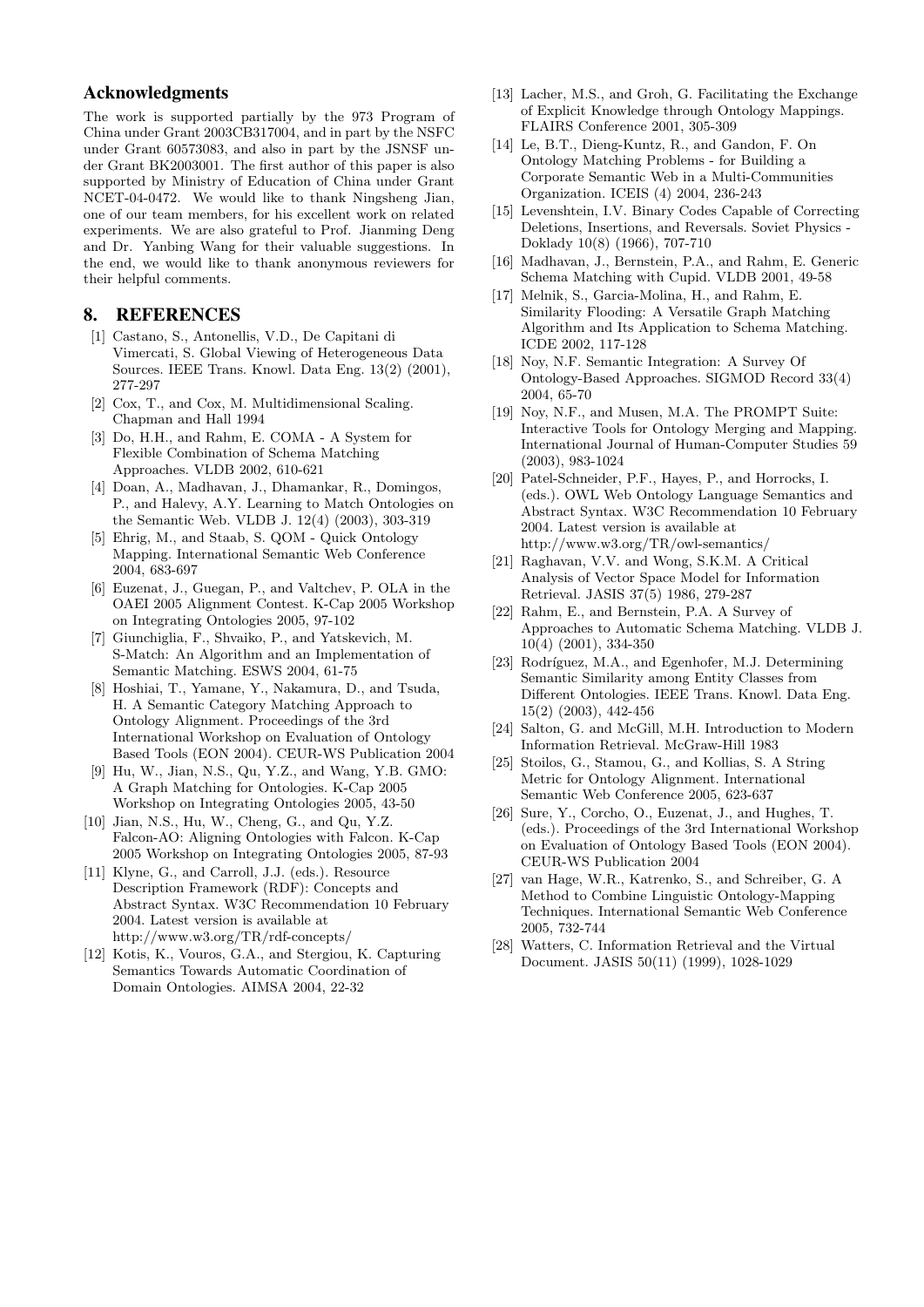## Acknowledgments

The work is supported partially by the 973 Program of China under Grant 2003CB317004, and in part by the NSFC under Grant 60573083, and also in part by the JSNSF under Grant BK2003001. The first author of this paper is also supported by Ministry of Education of China under Grant NCET-04-0472. We would like to thank Ningsheng Jian, one of our team members, for his excellent work on related experiments. We are also grateful to Prof. Jianming Deng and Dr. Yanbing Wang for their valuable suggestions. In the end, we would like to thank anonymous reviewers for their helpful comments.

## 8. REFERENCES

[1] Castano, S., Antonellis, V.D., De Capitani di Vimercati, S. Global Viewing of Heterogeneous Data Sources. IEEE Trans. Knowl. Data Eng. 13(2) (2001), 277-297

[2] Cox, T., and Cox, M. Multidimensional Scaling. Chapman and Hall 1994

[3] Do, H.H., and Rahm, E. COMA - A System for Flexible Combination of Schema Matching Approaches. VLDB 2002, 610-621

[4] Doan, A., Madhavan, J., Dhamankar, R., Domingos, P., and Halevy, A.Y. Learning to Match Ontologies on the Semantic Web. VLDB J. 12(4) (2003), 303-319

[5] Ehrig, M., and Staab, S. QOM - Quick Ontology Mapping. International Semantic Web Conference 2004, 683-697

[6] Euzenat, J., Guegan, P., and Valtchev, P. OLA in the OAEI 2005 Alignment Contest. K-Cap 2005 Workshop on Integrating Ontologies 2005, 97-102

[7] Giunchiglia, F., Shvaiko, P., and Yatskevich, M. S-Match: An Algorithm and an Implementation of Semantic Matching. ESWS 2004, 61-75

[8] Hoshiai, T., Yamane, Y., Nakamura, D., and Tsuda, H. A Semantic Category Matching Approach to Ontology Alignment. Proceedings of the 3rd International Workshop on Evaluation of Ontology Based Tools (EON 2004). CEUR-WS Publication 2004

[9] Hu, W., Jian, N.S., Qu, Y.Z., and Wang, Y.B. GMO: A Graph Matching for Ontologies. K-Cap 2005 Workshop on Integrating Ontologies 2005, 43-50

[10] Jian, N.S., Hu, W., Cheng, G., and Qu, Y.Z. Falcon-AO: Aligning Ontologies with Falcon. K-Cap 2005 Workshop on Integrating Ontologies 2005, 87-93

[11] Klyne, G., and Carroll, J.J. (eds.). Resource Description Framework (RDF): Concepts and Abstract Syntax. W3C Recommendation 10 February 2004. Latest version is available at http://www.w3.org/TR/rdf-concepts/

[12] Kotis, K., Vouros, G.A., and Stergiou, K. Capturing Semantics Towards Automatic Coordination of Domain Ontologies. AIMSA 2004, 22-32

[13] Lacher, M.S., and Groh, G. Facilitating the Exchange of Explicit Knowledge through Ontology Mappings. FLAIRS Conference 2001, 305-309

[14] Le, B.T., Dieng-Kuntz, R., and Gandon, F. On Ontology Matching Problems - for Building a Corporate Semantic Web in a Multi-Communities Organization. ICEIS (4) 2004, 236-243

[15] Levenshtein, I.V. Binary Codes Capable of Correcting Deletions, Insertions, and Reversals. Soviet Physics - Doklady 10(8) (1966), 707-710

[16] Madhavan, J., Bernstein, P.A., and Rahm, E. Generic Schema Matching with Cupid. VLDB 2001, 49-58

[17] Melnik, S., Garcia-Molina, H., and Rahm, E. Similarity Flooding: A Versatile Graph Matching Algorithm and Its Application to Schema Matching. ICDE 2002, 117-128

[18] Noy, N.F. Semantic Integration: A Survey Of Ontology-Based Approaches. SIGMOD Record 33(4) 2004, 65-70

[19] Noy, N.F., and Musen, M.A. The PROMPT Suite: Interactive Tools for Ontology Merging and Mapping. International Journal of Human-Computer Studies 59 (2003), 983-1024

[20] Patel-Schneider, P.F., Hayes, P., and Horrocks, I. (eds.). OWL Web Ontology Language Semantics and Abstract Syntax. W3C Recommendation 10 February 2004. Latest version is available at http://www.w3.org/TR/owl-semantics/

[21] Raghavan, V.V. and Wong, S.K.M. A Critical Analysis of Vector Space Model for Information Retrieval. JASIS 37(5) 1986, 279-287

[22] Rahm, E., and Bernstein, P.A. A Survey of Approaches to Automatic Schema Matching. VLDB J. 10(4) (2001), 334-350

[23] Rodríguez, M.A., and Egenhofer, M.J. Determining Semantic Similarity among Entity Classes from Different Ontologies. IEEE Trans. Knowl. Data Eng. 15(2) (2003), 442-456

[24] Salton, G. and McGill, M.H. Introduction to Modern Information Retrieval. McGraw-Hill 1983

[25] Stoilos, G., Stamou, G., and Kollias, S. A String Metric for Ontology Alignment. International Semantic Web Conference 2005, 623-637

[26] Sure, Y., Corcho, O., Euzenat, J., and Hughes, T. (eds.). Proceedings of the 3rd International Workshop on Evaluation of Ontology Based Tools (EON 2004). CEUR-WS Publication 2004

[27] van Hage, W.R., Katrenko, S., and Schreiber, G. A Method to Combine Linguistic Ontology-Mapping Techniques. International Semantic Web Conference 2005, 732-744

[28] Watters, C. Information Retrieval and the Virtual Document. JASIS 50(11) (1999), 1028-1029